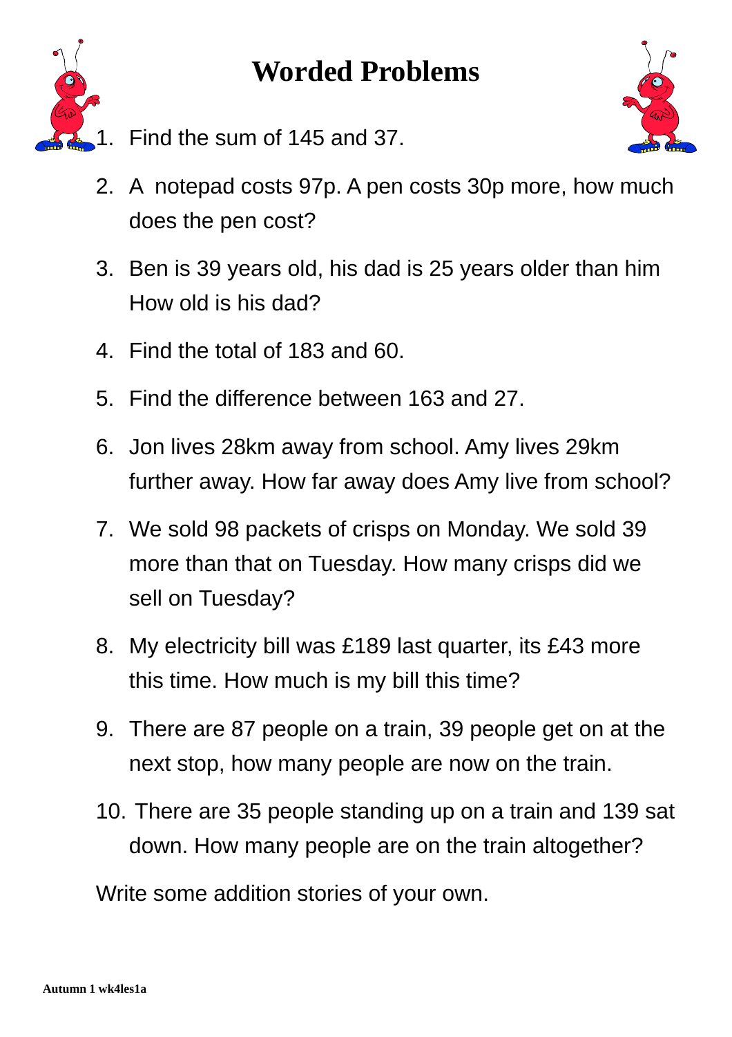# Worded Problems

1. Find the sum of 145 and 37.
2. A notepad costs 97p. A pen costs 30p more, how much does the pen cost?
3. Ben is 39 years old, his dad is 25 years older than him How old is his dad?
4. Find the total of 183 and 60.
5. Find the difference between 163 and 27.
6. Jon lives 28km away from school. Amy lives 29km further away. How far away does Amy live from school?
7. We sold 98 packets of crisps on Monday. We sold 39 more than that on Tuesday. How many crisps did we sell on Tuesday?
8. My electricity bill was £189 last quarter, its £43 more this time. How much is my bill this time?
9. There are 87 people on a train, 39 people get on at the next stop, how many people are now on the train.
10. There are 35 people standing up on a train and 139 sat down. How many people are on the train altogether?

Write some addition stories of your own.

**Autumn 1 wk4les1a**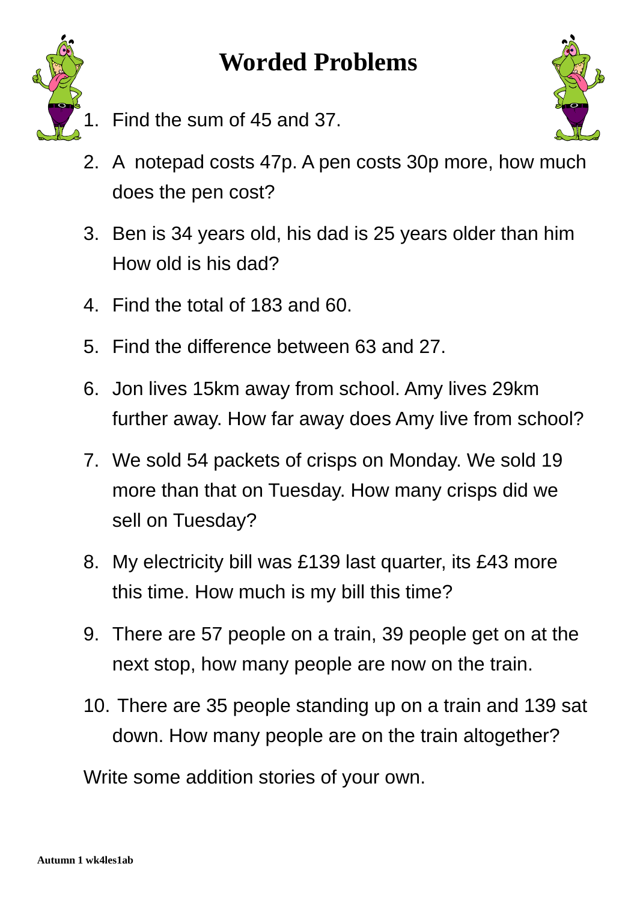# Worded Problems

1. Find the sum of 45 and 37.
2. A  notepad costs 47p. A pen costs 30p more, how much does the pen cost?
3. Ben is 34 years old, his dad is 25 years older than him How old is his dad?
4. Find the total of 183 and 60.
5. Find the difference between 63 and 27.
6. Jon lives 15km away from school. Amy lives 29km further away. How far away does Amy live from school?
7. We sold 54 packets of crisps on Monday. We sold 19 more than that on Tuesday. How many crisps did we sell on Tuesday?
8. My electricity bill was £139 last quarter, its £43 more this time. How much is my bill this time?
9. There are 57 people on a train, 39 people get on at the next stop, how many people are now on the train.
10. There are 35 people standing up on a train and 139 sat down. How many people are on the train altogether?

Write some addition stories of your own.

Autumn 1 wk4les1ab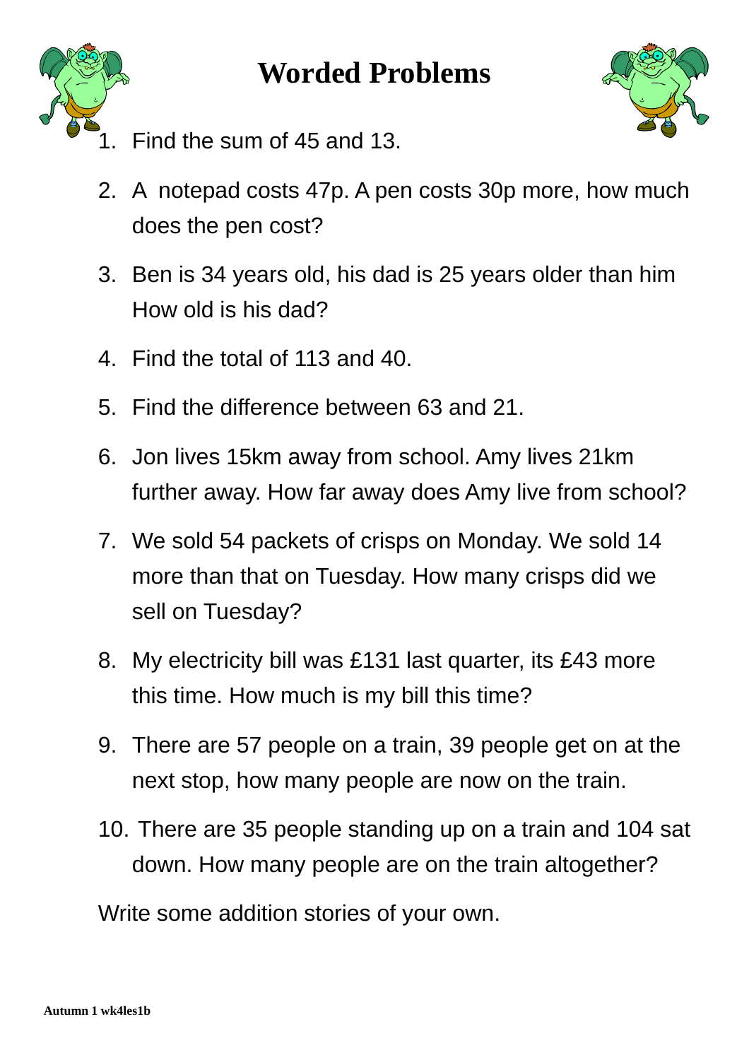# Worded Problems

1. Find the sum of 45 and 13.
2. A notepad costs 47p. A pen costs 30p more, how much does the pen cost?
3. Ben is 34 years old, his dad is 25 years older than him How old is his dad?
4. Find the total of 113 and 40.
5. Find the difference between 63 and 21.
6. Jon lives 15km away from school. Amy lives 21km further away. How far away does Amy live from school?
7. We sold 54 packets of crisps on Monday. We sold 14 more than that on Tuesday. How many crisps did we sell on Tuesday?
8. My electricity bill was £131 last quarter, its £43 more this time. How much is my bill this time?
9. There are 57 people on a train, 39 people get on at the next stop, how many people are now on the train.
10. There are 35 people standing up on a train and 104 sat down. How many people are on the train altogether?

Write some addition stories of your own.

**Autumn 1 wk4les1b**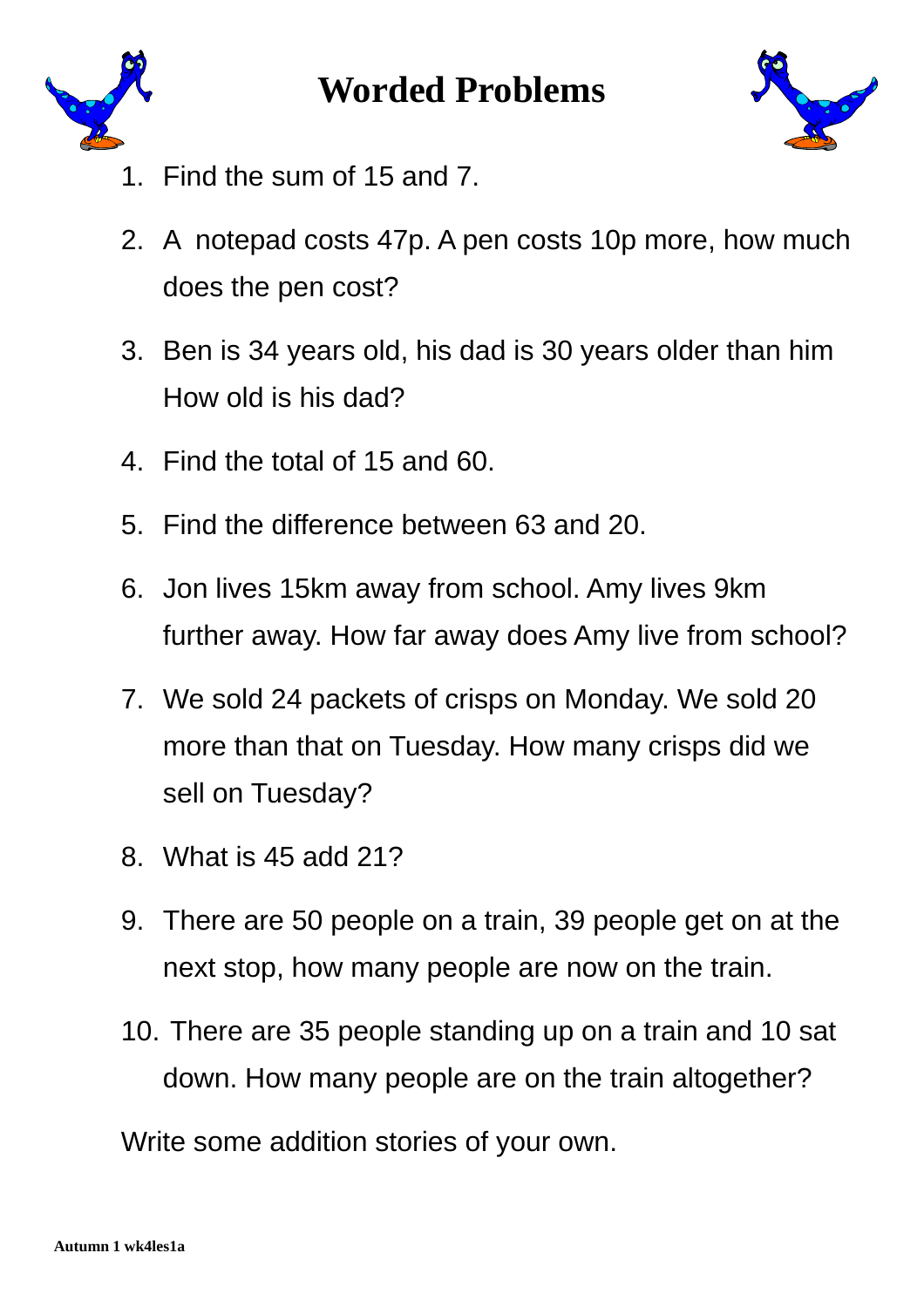# Worded Problems

1. Find the sum of 15 and 7.
2. A notepad costs 47p. A pen costs 10p more, how much does the pen cost?
3. Ben is 34 years old, his dad is 30 years older than him How old is his dad?
4. Find the total of 15 and 60.
5. Find the difference between 63 and 20.
6. Jon lives 15km away from school. Amy lives 9km further away. How far away does Amy live from school?
7. We sold 24 packets of crisps on Monday. We sold 20 more than that on Tuesday. How many crisps did we sell on Tuesday?
8. What is 45 add 21?
9. There are 50 people on a train, 39 people get on at the next stop, how many people are now on the train.
10. There are 35 people standing up on a train and 10 sat down. How many people are on the train altogether?

Write some addition stories of your own.

**Autumn 1 wk4les1a**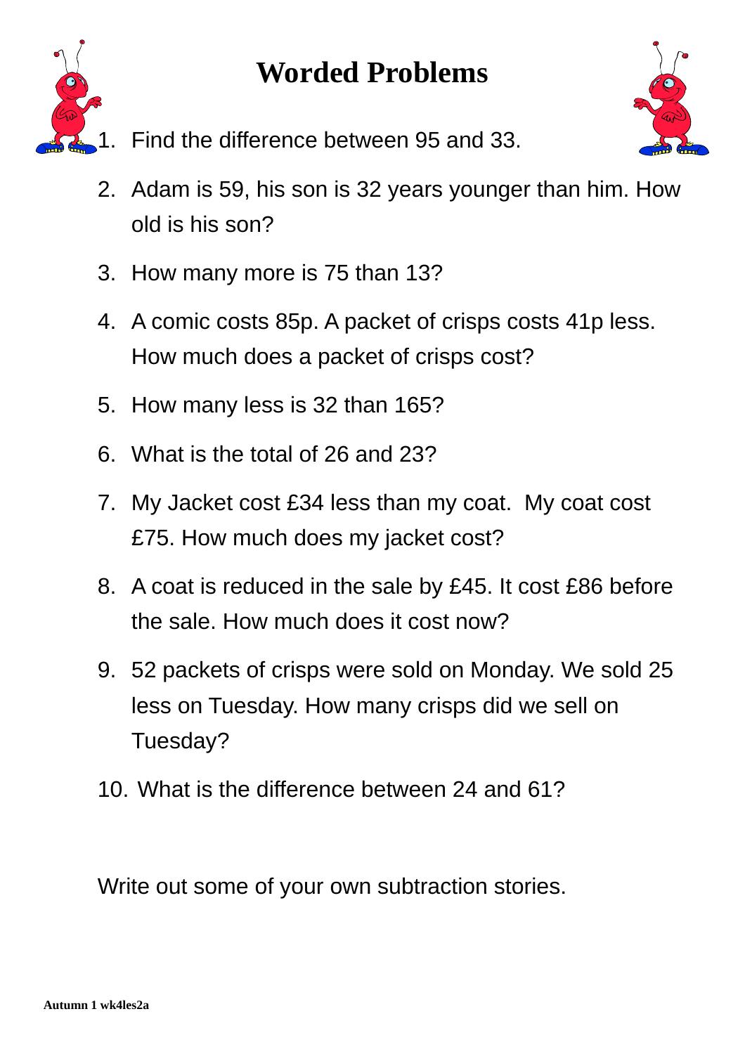# Worded Problems

1. Find the difference between 95 and 33.
2. Adam is 59, his son is 32 years younger than him. How old is his son?
3. How many more is 75 than 13?
4. A comic costs 85p. A packet of crisps costs 41p less. How much does a packet of crisps cost?
5. How many less is 32 than 165?
6. What is the total of 26 and 23?
7. My Jacket cost £34 less than my coat. My coat cost £75. How much does my jacket cost?
8. A coat is reduced in the sale by £45. It cost £86 before the sale. How much does it cost now?
9. 52 packets of crisps were sold on Monday. We sold 25 less on Tuesday. How many crisps did we sell on Tuesday?
10. What is the difference between 24 and 61?

Write out some of your own subtraction stories.

**Autumn 1 wk4les2a**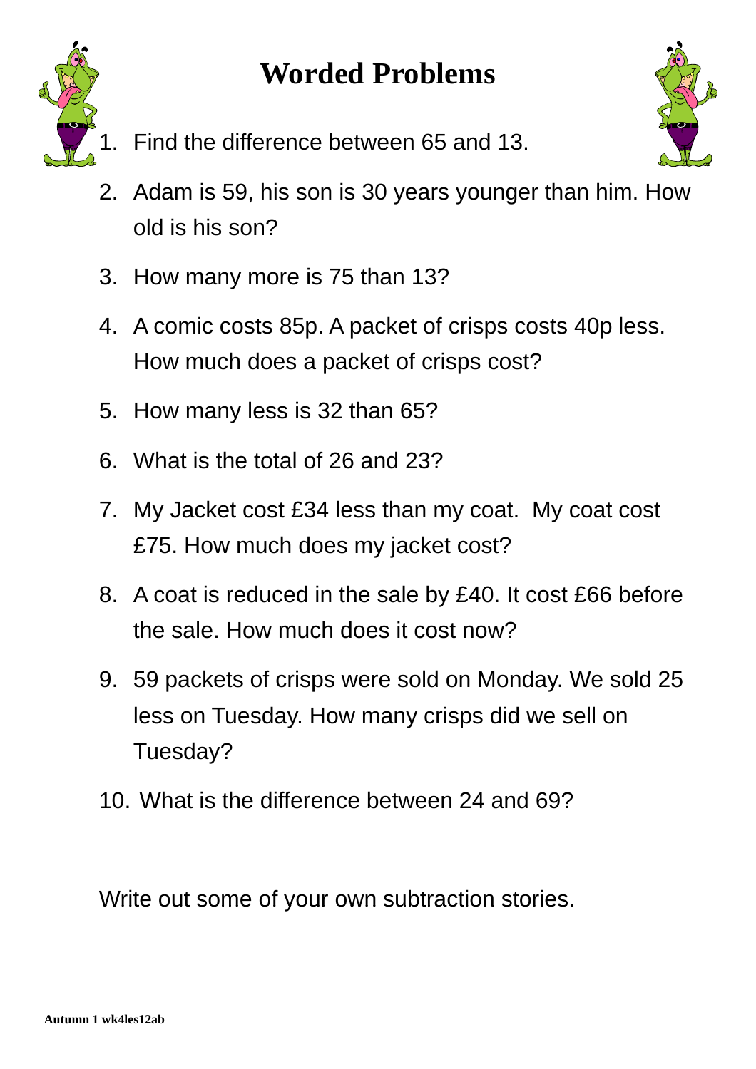# Worded Problems

1. Find the difference between 65 and 13.
2. Adam is 59, his son is 30 years younger than him. How old is his son?
3. How many more is 75 than 13?
4. A comic costs 85p. A packet of crisps costs 40p less. How much does a packet of crisps cost?
5. How many less is 32 than 65?
6. What is the total of 26 and 23?
7. My Jacket cost £34 less than my coat. My coat cost £75. How much does my jacket cost?
8. A coat is reduced in the sale by £40. It cost £66 before the sale. How much does it cost now?
9. 59 packets of crisps were sold on Monday. We sold 25 less on Tuesday. How many crisps did we sell on Tuesday?
10. What is the difference between 24 and 69?

Write out some of your own subtraction stories.

**Autumn 1 wk4les12ab**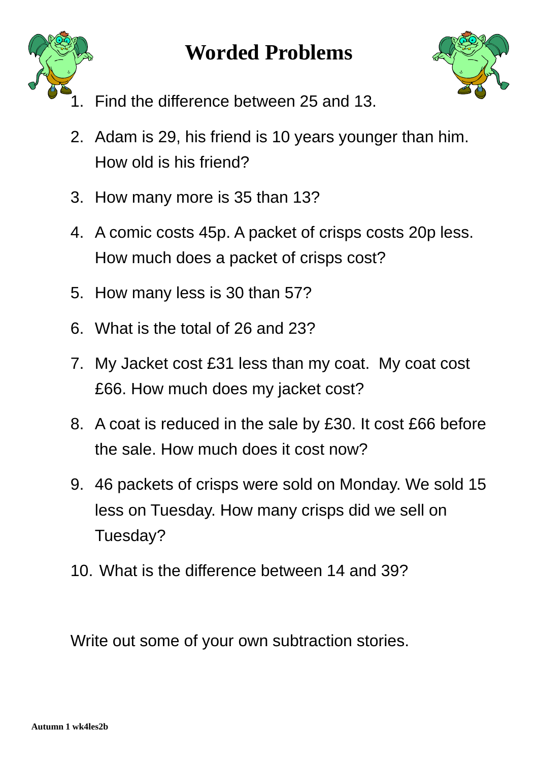# Worded Problems

1. Find the difference between 25 and 13.
2. Adam is 29, his friend is 10 years younger than him. How old is his friend?
3. How many more is 35 than 13?
4. A comic costs 45p. A packet of crisps costs 20p less. How much does a packet of crisps cost?
5. How many less is 30 than 57?
6. What is the total of 26 and 23?
7. My Jacket cost £31 less than my coat. My coat cost £66. How much does my jacket cost?
8. A coat is reduced in the sale by £30. It cost £66 before the sale. How much does it cost now?
9. 46 packets of crisps were sold on Monday. We sold 15 less on Tuesday. How many crisps did we sell on Tuesday?
10. What is the difference between 14 and 39?

Write out some of your own subtraction stories.

**Autumn 1 wk4les2b**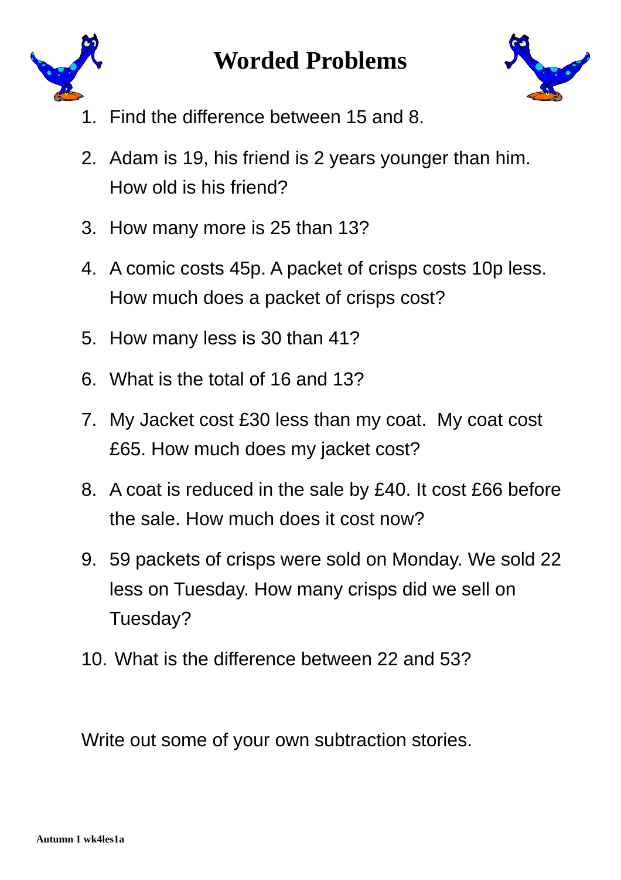# Worded Problems

1. Find the difference between 15 and 8.
2. Adam is 19, his friend is 2 years younger than him. How old is his friend?
3. How many more is 25 than 13?
4. A comic costs 45p. A packet of crisps costs 10p less. How much does a packet of crisps cost?
5. How many less is 30 than 41?
6. What is the total of 16 and 13?
7. My Jacket cost £30 less than my coat. My coat cost £65. How much does my jacket cost?
8. A coat is reduced in the sale by £40. It cost £66 before the sale. How much does it cost now?
9. 59 packets of crisps were sold on Monday. We sold 22 less on Tuesday. How many crisps did we sell on Tuesday?
10. What is the difference between 22 and 53?

Write out some of your own subtraction stories.

**Autumn 1 wk4les1a**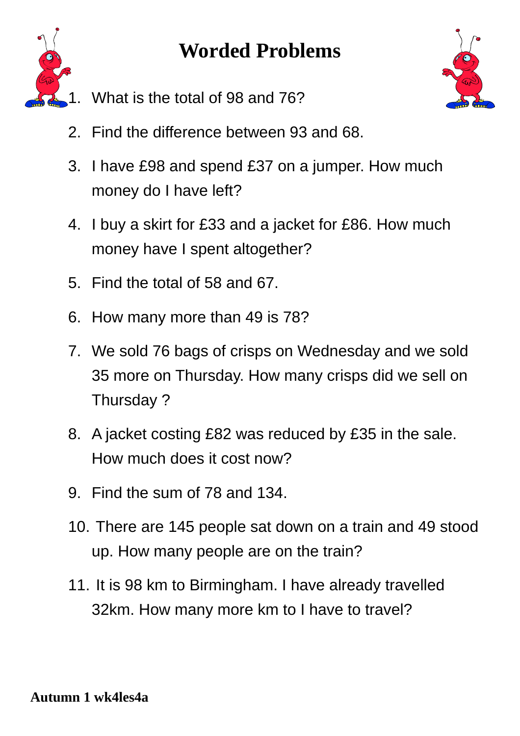# Worded Problems

1. What is the total of 98 and 76?
2. Find the difference between 93 and 68.
3. I have £98 and spend £37 on a jumper. How much money do I have left?
4. I buy a skirt for £33 and a jacket for £86. How much money have I spent altogether?
5. Find the total of 58 and 67.
6. How many more than 49 is 78?
7. We sold 76 bags of crisps on Wednesday and we sold 35 more on Thursday. How many crisps did we sell on Thursday ?
8. A jacket costing £82 was reduced by £35 in the sale. How much does it cost now?
9. Find the sum of 78 and 134.
10. There are 145 people sat down on a train and 49 stood up. How many people are on the train?
11. It is 98 km to Birmingham. I have already travelled 32km. How many more km to I have to travel?

**Autumn 1 wk4les4a**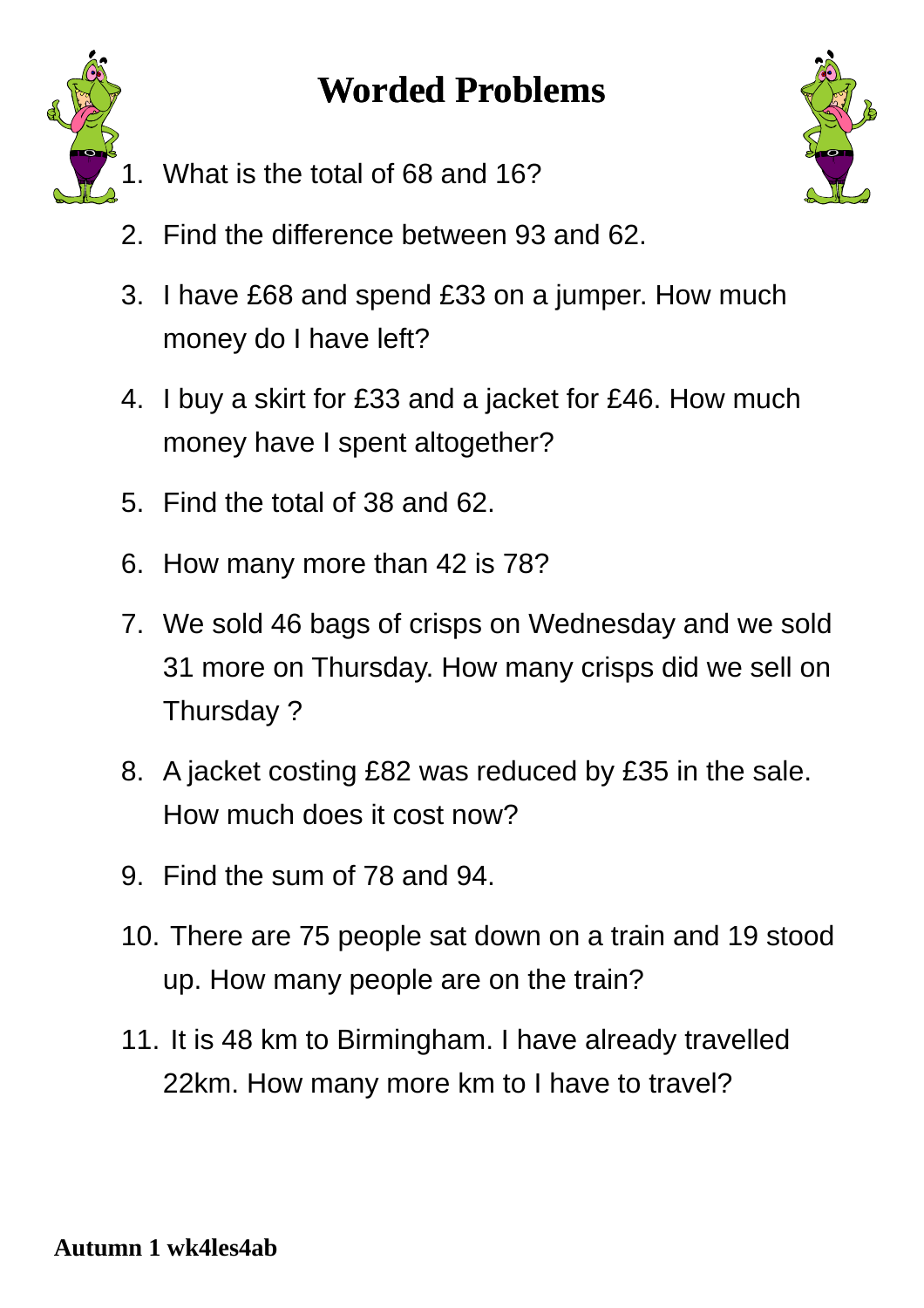# Worded Problems

1. What is the total of 68 and 16?
2. Find the difference between 93 and 62.
3. I have £68 and spend £33 on a jumper. How much money do I have left?
4. I buy a skirt for £33 and a jacket for £46. How much money have I spent altogether?
5. Find the total of 38 and 62.
6. How many more than 42 is 78?
7. We sold 46 bags of crisps on Wednesday and we sold 31 more on Thursday. How many crisps did we sell on Thursday ?
8. A jacket costing £82 was reduced by £35 in the sale. How much does it cost now?
9. Find the sum of 78 and 94.
10. There are 75 people sat down on a train and 19 stood up. How many people are on the train?
11. It is 48 km to Birmingham. I have already travelled 22km. How many more km to I have to travel?

**Autumn 1 wk4les4ab**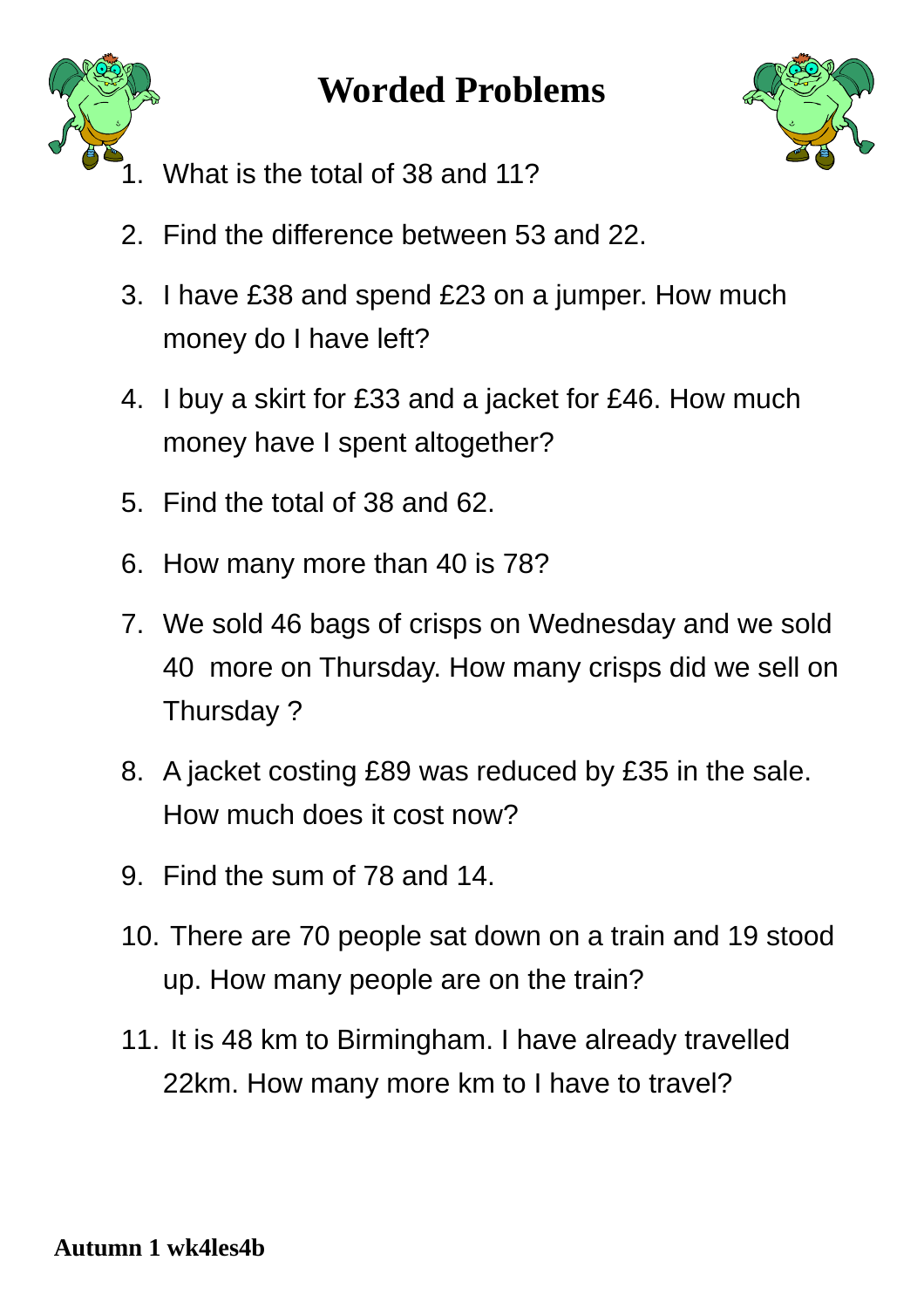# Worded Problems

1. What is the total of 38 and 11?
2. Find the difference between 53 and 22.
3. I have £38 and spend £23 on a jumper. How much money do I have left?
4. I buy a skirt for £33 and a jacket for £46. How much money have I spent altogether?
5. Find the total of 38 and 62.
6. How many more than 40 is 78?
7. We sold 46 bags of crisps on Wednesday and we sold 40 more on Thursday. How many crisps did we sell on Thursday ?
8. A jacket costing £89 was reduced by £35 in the sale. How much does it cost now?
9. Find the sum of 78 and 14.
10. There are 70 people sat down on a train and 19 stood up. How many people are on the train?
11. It is 48 km to Birmingham. I have already travelled 22km. How many more km to I have to travel?

**Autumn 1 wk4les4b**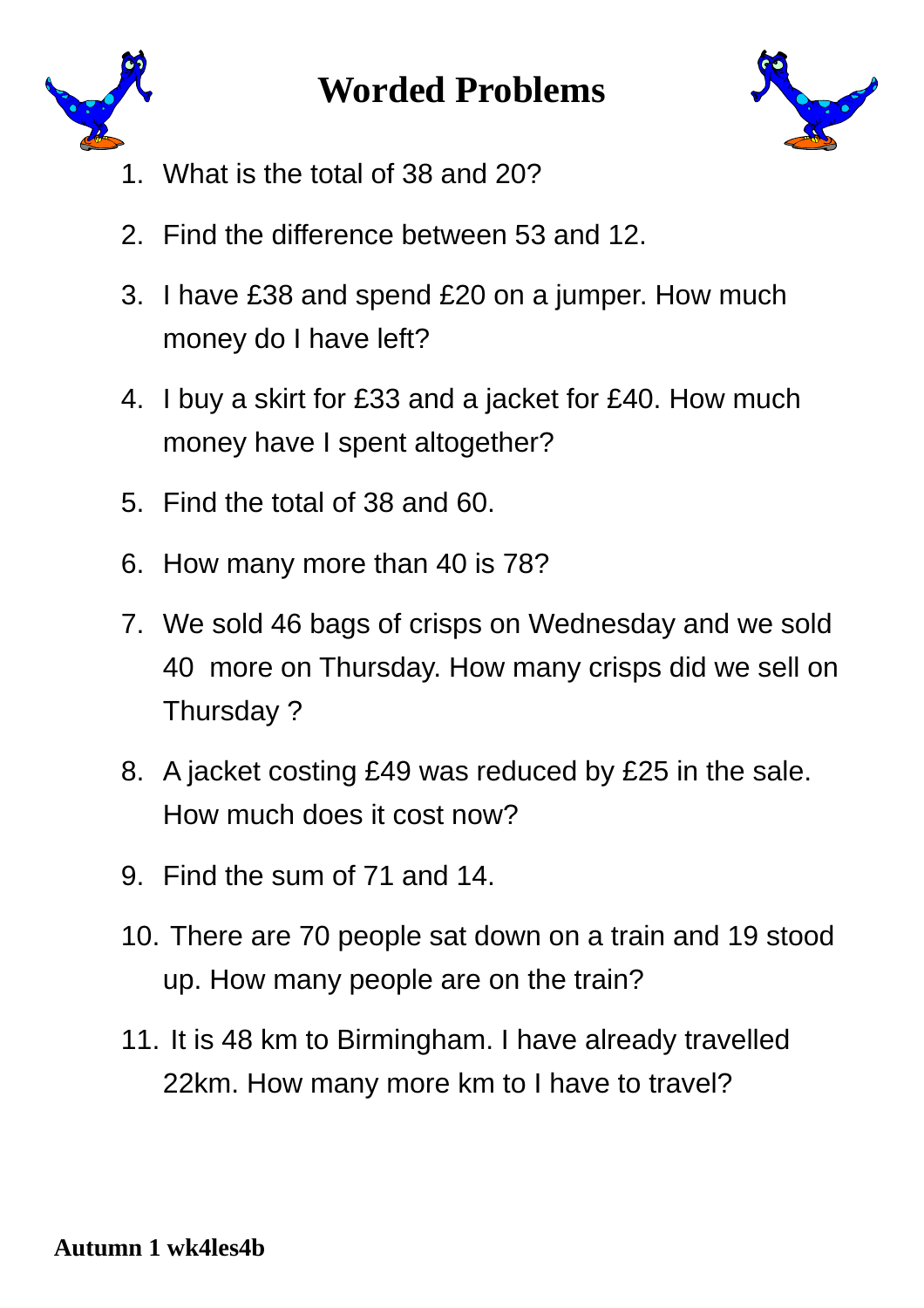# Worded Problems

1. What is the total of 38 and 20?
2. Find the difference between 53 and 12.
3. I have £38 and spend £20 on a jumper. How much money do I have left?
4. I buy a skirt for £33 and a jacket for £40. How much money have I spent altogether?
5. Find the total of 38 and 60.
6. How many more than 40 is 78?
7. We sold 46 bags of crisps on Wednesday and we sold 40 more on Thursday. How many crisps did we sell on Thursday ?
8. A jacket costing £49 was reduced by £25 in the sale. How much does it cost now?
9. Find the sum of 71 and 14.
10. There are 70 people sat down on a train and 19 stood up. How many people are on the train?
11. It is 48 km to Birmingham. I have already travelled 22km. How many more km to I have to travel?

**Autumn 1 wk4les4b**